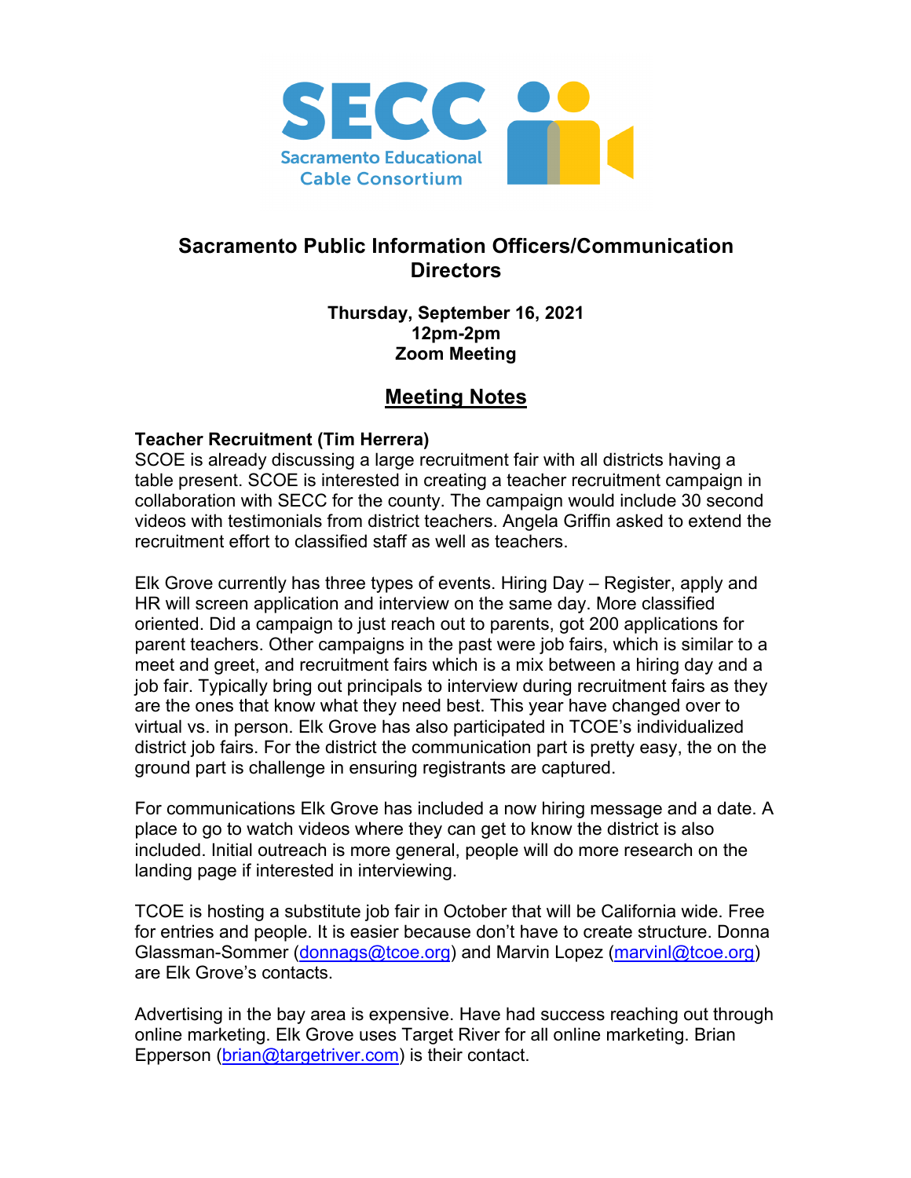SECC
Sacramento Educational Cable Consortium

# Sacramento Public Information Officers/Communication Directors

**Thursday, September 16, 2021**
**12pm-2pm**
**Zoom Meeting**

## Meeting Notes

**Teacher Recruitment (Tim Herrera)**
SCOE is already discussing a large recruitment fair with all districts having a table present. SCOE is interested in creating a teacher recruitment campaign in collaboration with SECC for the county. The campaign would include 30 second videos with testimonials from district teachers. Angela Griffin asked to extend the recruitment effort to classified staff as well as teachers.

Elk Grove currently has three types of events. Hiring Day – Register, apply and HR will screen application and interview on the same day. More classified oriented. Did a campaign to just reach out to parents, got 200 applications for parent teachers. Other campaigns in the past were job fairs, which is similar to a meet and greet, and recruitment fairs which is a mix between a hiring day and a job fair. Typically bring out principals to interview during recruitment fairs as they are the ones that know what they need best. This year have changed over to virtual vs. in person. Elk Grove has also participated in TCOE's individualized district job fairs. For the district the communication part is pretty easy, the on the ground part is challenge in ensuring registrants are captured.

For communications Elk Grove has included a now hiring message and a date. A place to go to watch videos where they can get to know the district is also included. Initial outreach is more general, people will do more research on the landing page if interested in interviewing.

TCOE is hosting a substitute job fair in October that will be California wide. Free for entries and people. It is easier because don't have to create structure. Donna Glassman-Sommer (donnags@tcoe.org) and Marvin Lopez (marvinl@tcoe.org) are Elk Grove's contacts.

Advertising in the bay area is expensive. Have had success reaching out through online marketing. Elk Grove uses Target River for all online marketing. Brian Epperson (brian@targetriver.com) is their contact.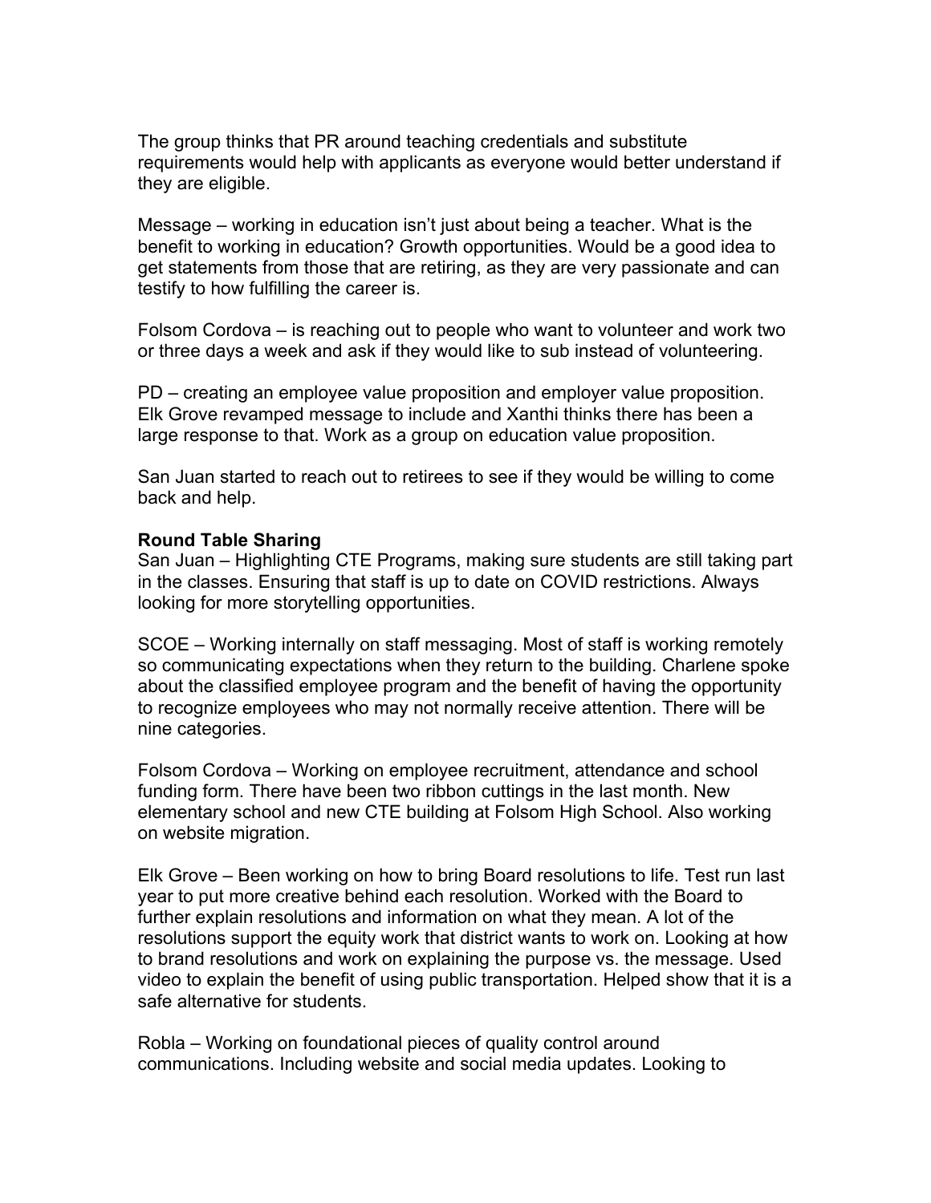The group thinks that PR around teaching credentials and substitute requirements would help with applicants as everyone would better understand if they are eligible.

Message – working in education isn't just about being a teacher. What is the benefit to working in education? Growth opportunities. Would be a good idea to get statements from those that are retiring, as they are very passionate and can testify to how fulfilling the career is.

Folsom Cordova – is reaching out to people who want to volunteer and work two or three days a week and ask if they would like to sub instead of volunteering.

PD – creating an employee value proposition and employer value proposition. Elk Grove revamped message to include and Xanthi thinks there has been a large response to that. Work as a group on education value proposition.

San Juan started to reach out to retirees to see if they would be willing to come back and help.

**Round Table Sharing**

San Juan – Highlighting CTE Programs, making sure students are still taking part in the classes. Ensuring that staff is up to date on COVID restrictions. Always looking for more storytelling opportunities.

SCOE – Working internally on staff messaging. Most of staff is working remotely so communicating expectations when they return to the building. Charlene spoke about the classified employee program and the benefit of having the opportunity to recognize employees who may not normally receive attention. There will be nine categories.

Folsom Cordova – Working on employee recruitment, attendance and school funding form. There have been two ribbon cuttings in the last month. New elementary school and new CTE building at Folsom High School. Also working on website migration.

Elk Grove – Been working on how to bring Board resolutions to life. Test run last year to put more creative behind each resolution. Worked with the Board to further explain resolutions and information on what they mean. A lot of the resolutions support the equity work that district wants to work on. Looking at how to brand resolutions and work on explaining the purpose vs. the message. Used video to explain the benefit of using public transportation. Helped show that it is a safe alternative for students.

Robla – Working on foundational pieces of quality control around communications. Including website and social media updates. Looking to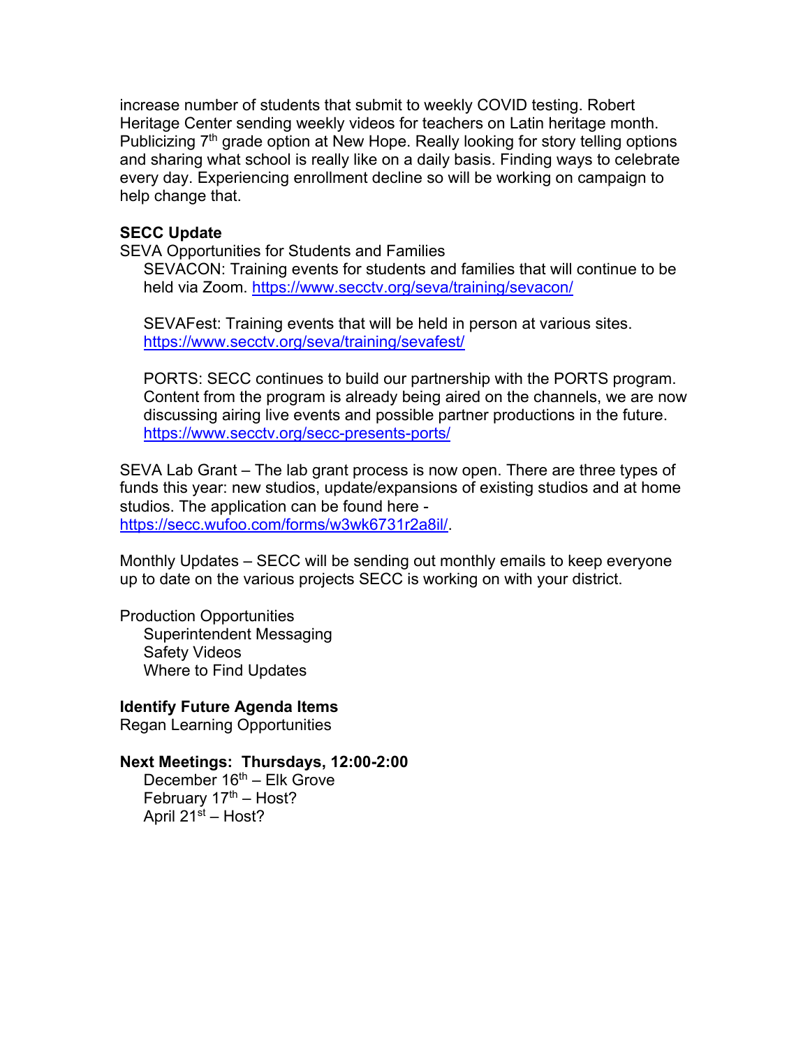increase number of students that submit to weekly COVID testing. Robert Heritage Center sending weekly videos for teachers on Latin heritage month. Publicizing 7th grade option at New Hope. Really looking for story telling options and sharing what school is really like on a daily basis. Finding ways to celebrate every day. Experiencing enrollment decline so will be working on campaign to help change that.

**SECC Update**

SEVA Opportunities for Students and Families

SEVACON: Training events for students and families that will continue to be held via Zoom. https://www.secctv.org/seva/training/sevacon/

SEVAFest: Training events that will be held in person at various sites. https://www.secctv.org/seva/training/sevafest/

PORTS: SECC continues to build our partnership with the PORTS program. Content from the program is already being aired on the channels, we are now discussing airing live events and possible partner productions in the future. https://www.secctv.org/secc-presents-ports/

SEVA Lab Grant – The lab grant process is now open. There are three types of funds this year: new studios, update/expansions of existing studios and at home studios. The application can be found here - https://secc.wufoo.com/forms/w3wk6731r2a8il/.

Monthly Updates – SECC will be sending out monthly emails to keep everyone up to date on the various projects SECC is working on with your district.

Production Opportunities

- Superintendent Messaging
- Safety Videos
- Where to Find Updates

**Identify Future Agenda Items**

Regan Learning Opportunities

**Next Meetings: Thursdays, 12:00-2:00**

- December 16th – Elk Grove
- February 17th – Host?
- April 21st – Host?